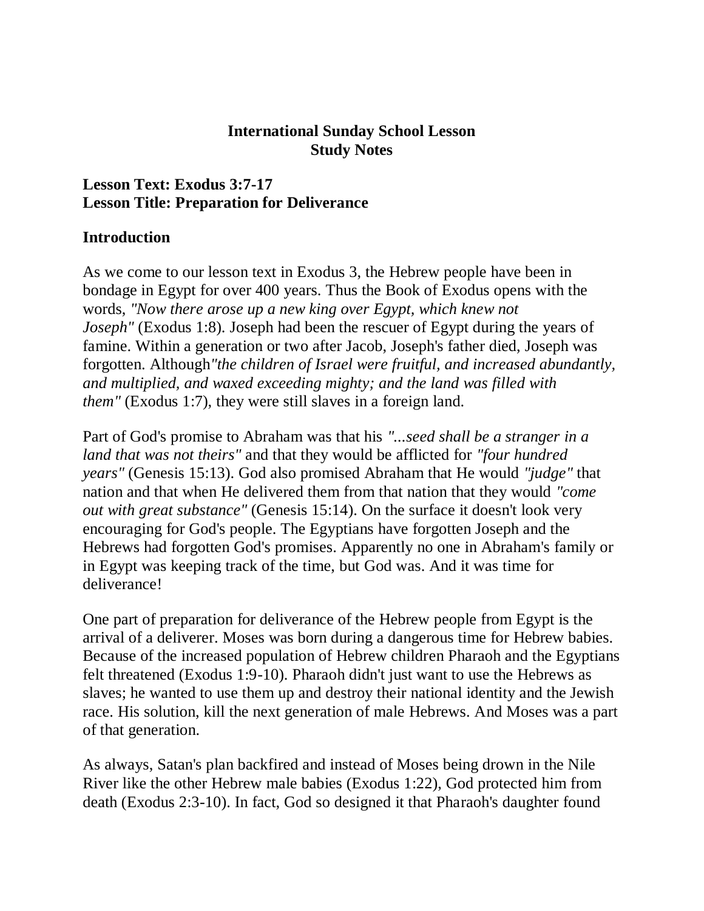**International Sunday School Lesson**
**Study Notes**

**Lesson Text: Exodus 3:7-17**
**Lesson Title: Preparation for Deliverance**

## Introduction

As we come to our lesson text in Exodus 3, the Hebrew people have been in bondage in Egypt for over 400 years. Thus the Book of Exodus opens with the words, *"Now there arose up a new king over Egypt, which knew not Joseph"* (Exodus 1:8). Joseph had been the rescuer of Egypt during the years of famine. Within a generation or two after Jacob, Joseph's father died, Joseph was forgotten. Although*"the children of Israel were fruitful, and increased abundantly, and multiplied, and waxed exceeding mighty; and the land was filled with them"* (Exodus 1:7), they were still slaves in a foreign land.

Part of God's promise to Abraham was that his *"...seed shall be a stranger in a land that was not theirs"* and that they would be afflicted for *"four hundred years"* (Genesis 15:13). God also promised Abraham that He would *"judge"* that nation and that when He delivered them from that nation that they would *"come out with great substance"* (Genesis 15:14). On the surface it doesn't look very encouraging for God's people. The Egyptians have forgotten Joseph and the Hebrews had forgotten God's promises. Apparently no one in Abraham's family or in Egypt was keeping track of the time, but God was. And it was time for deliverance!

One part of preparation for deliverance of the Hebrew people from Egypt is the arrival of a deliverer. Moses was born during a dangerous time for Hebrew babies. Because of the increased population of Hebrew children Pharaoh and the Egyptians felt threatened (Exodus 1:9-10). Pharaoh didn't just want to use the Hebrews as slaves; he wanted to use them up and destroy their national identity and the Jewish race. His solution, kill the next generation of male Hebrews. And Moses was a part of that generation.

As always, Satan's plan backfired and instead of Moses being drown in the Nile River like the other Hebrew male babies (Exodus 1:22), God protected him from death (Exodus 2:3-10). In fact, God so designed it that Pharaoh's daughter found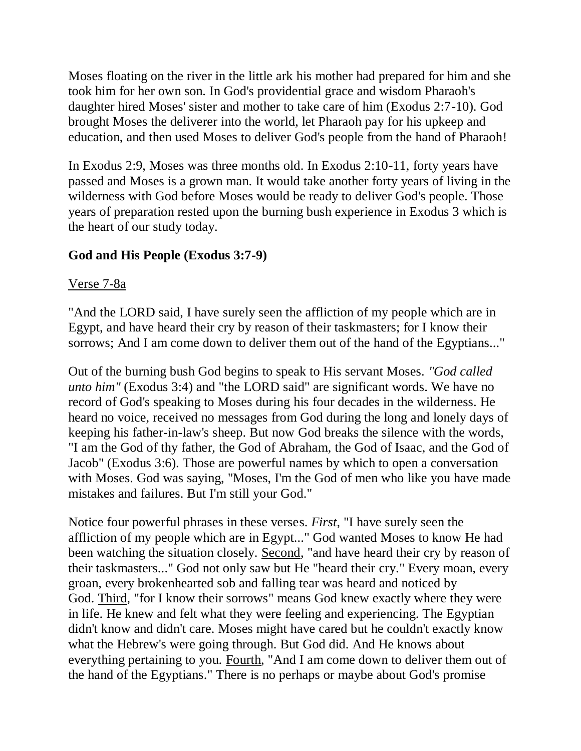Moses floating on the river in the little ark his mother had prepared for him and she took him for her own son. In God's providential grace and wisdom Pharaoh's daughter hired Moses' sister and mother to take care of him (Exodus 2:7-10). God brought Moses the deliverer into the world, let Pharaoh pay for his upkeep and education, and then used Moses to deliver God's people from the hand of Pharaoh!

In Exodus 2:9, Moses was three months old. In Exodus 2:10-11, forty years have passed and Moses is a grown man. It would take another forty years of living in the wilderness with God before Moses would be ready to deliver God's people. Those years of preparation rested upon the burning bush experience in Exodus 3 which is the heart of our study today.

### God and His People (Exodus 3:7-9)

<u>Verse 7-8a</u>

"And the LORD said, I have surely seen the affliction of my people which are in Egypt, and have heard their cry by reason of their taskmasters; for I know their sorrows; And I am come down to deliver them out of the hand of the Egyptians..."

Out of the burning bush God begins to speak to His servant Moses. *"God called unto him"* (Exodus 3:4) and "the LORD said" are significant words. We have no record of God's speaking to Moses during his four decades in the wilderness. He heard no voice, received no messages from God during the long and lonely days of keeping his father-in-law's sheep. But now God breaks the silence with the words, "I am the God of thy father, the God of Abraham, the God of Isaac, and the God of Jacob" (Exodus 3:6). Those are powerful names by which to open a conversation with Moses. God was saying, "Moses, I'm the God of men who like you have made mistakes and failures. But I'm still your God."

Notice four powerful phrases in these verses. *First*, "I have surely seen the affliction of my people which are in Egypt..." God wanted Moses to know He had been watching the situation closely. <u>Second</u>, "and have heard their cry by reason of their taskmasters..." God not only saw but He "heard their cry." Every moan, every groan, every brokenhearted sob and falling tear was heard and noticed by God. <u>Third</u>, "for I know their sorrows" means God knew exactly where they were in life. He knew and felt what they were feeling and experiencing. The Egyptian didn't know and didn't care. Moses might have cared but he couldn't exactly know what the Hebrew's were going through. But God did. And He knows about everything pertaining to you. <u>Fourth</u>, "And I am come down to deliver them out of the hand of the Egyptians." There is no perhaps or maybe about God's promise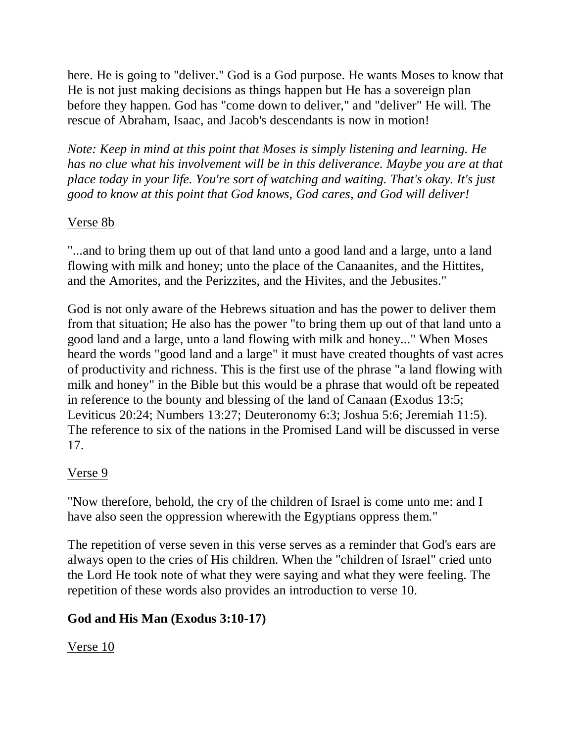here. He is going to "deliver." God is a God purpose. He wants Moses to know that He is not just making decisions as things happen but He has a sovereign plan before they happen. God has "come down to deliver," and "deliver" He will. The rescue of Abraham, Isaac, and Jacob's descendants is now in motion!

*Note: Keep in mind at this point that Moses is simply listening and learning. He has no clue what his involvement will be in this deliverance. Maybe you are at that place today in your life. You're sort of watching and waiting. That's okay. It's just good to know at this point that God knows, God cares, and God will deliver!*

<u>Verse 8b</u>

"...and to bring them up out of that land unto a good land and a large, unto a land flowing with milk and honey; unto the place of the Canaanites, and the Hittites, and the Amorites, and the Perizzites, and the Hivites, and the Jebusites."

God is not only aware of the Hebrews situation and has the power to deliver them from that situation; He also has the power "to bring them up out of that land unto a good land and a large, unto a land flowing with milk and honey..." When Moses heard the words "good land and a large" it must have created thoughts of vast acres of productivity and richness. This is the first use of the phrase "a land flowing with milk and honey" in the Bible but this would be a phrase that would oft be repeated in reference to the bounty and blessing of the land of Canaan (Exodus 13:5; Leviticus 20:24; Numbers 13:27; Deuteronomy 6:3; Joshua 5:6; Jeremiah 11:5). The reference to six of the nations in the Promised Land will be discussed in verse 17.

<u>Verse 9</u>

"Now therefore, behold, the cry of the children of Israel is come unto me: and I have also seen the oppression wherewith the Egyptians oppress them."

The repetition of verse seven in this verse serves as a reminder that God's ears are always open to the cries of His children. When the "children of Israel" cried unto the Lord He took note of what they were saying and what they were feeling. The repetition of these words also provides an introduction to verse 10.

**God and His Man (Exodus 3:10-17)**

<u>Verse 10</u>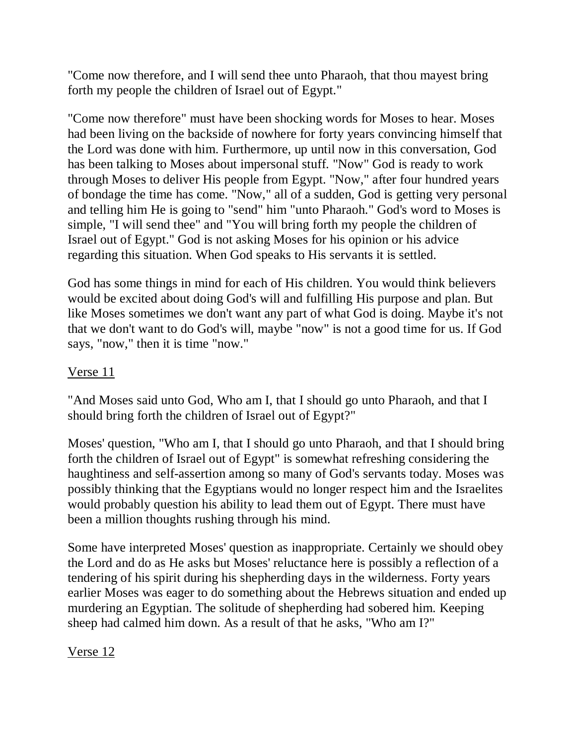"Come now therefore, and I will send thee unto Pharaoh, that thou mayest bring forth my people the children of Israel out of Egypt."

"Come now therefore" must have been shocking words for Moses to hear. Moses had been living on the backside of nowhere for forty years convincing himself that the Lord was done with him. Furthermore, up until now in this conversation, God has been talking to Moses about impersonal stuff. "Now" God is ready to work through Moses to deliver His people from Egypt. "Now," after four hundred years of bondage the time has come. "Now," all of a sudden, God is getting very personal and telling him He is going to "send" him "unto Pharaoh." God's word to Moses is simple, "I will send thee" and "You will bring forth my people the children of Israel out of Egypt." God is not asking Moses for his opinion or his advice regarding this situation. When God speaks to His servants it is settled.

God has some things in mind for each of His children. You would think believers would be excited about doing God's will and fulfilling His purpose and plan. But like Moses sometimes we don't want any part of what God is doing. Maybe it's not that we don't want to do God's will, maybe "now" is not a good time for us. If God says, "now," then it is time "now."

<u>Verse 11</u>

"And Moses said unto God, Who am I, that I should go unto Pharaoh, and that I should bring forth the children of Israel out of Egypt?"

Moses' question, "Who am I, that I should go unto Pharaoh, and that I should bring forth the children of Israel out of Egypt" is somewhat refreshing considering the haughtiness and self-assertion among so many of God's servants today. Moses was possibly thinking that the Egyptians would no longer respect him and the Israelites would probably question his ability to lead them out of Egypt. There must have been a million thoughts rushing through his mind.

Some have interpreted Moses' question as inappropriate. Certainly we should obey the Lord and do as He asks but Moses' reluctance here is possibly a reflection of a tendering of his spirit during his shepherding days in the wilderness. Forty years earlier Moses was eager to do something about the Hebrews situation and ended up murdering an Egyptian. The solitude of shepherding had sobered him. Keeping sheep had calmed him down. As a result of that he asks, "Who am I?"

<u>Verse 12</u>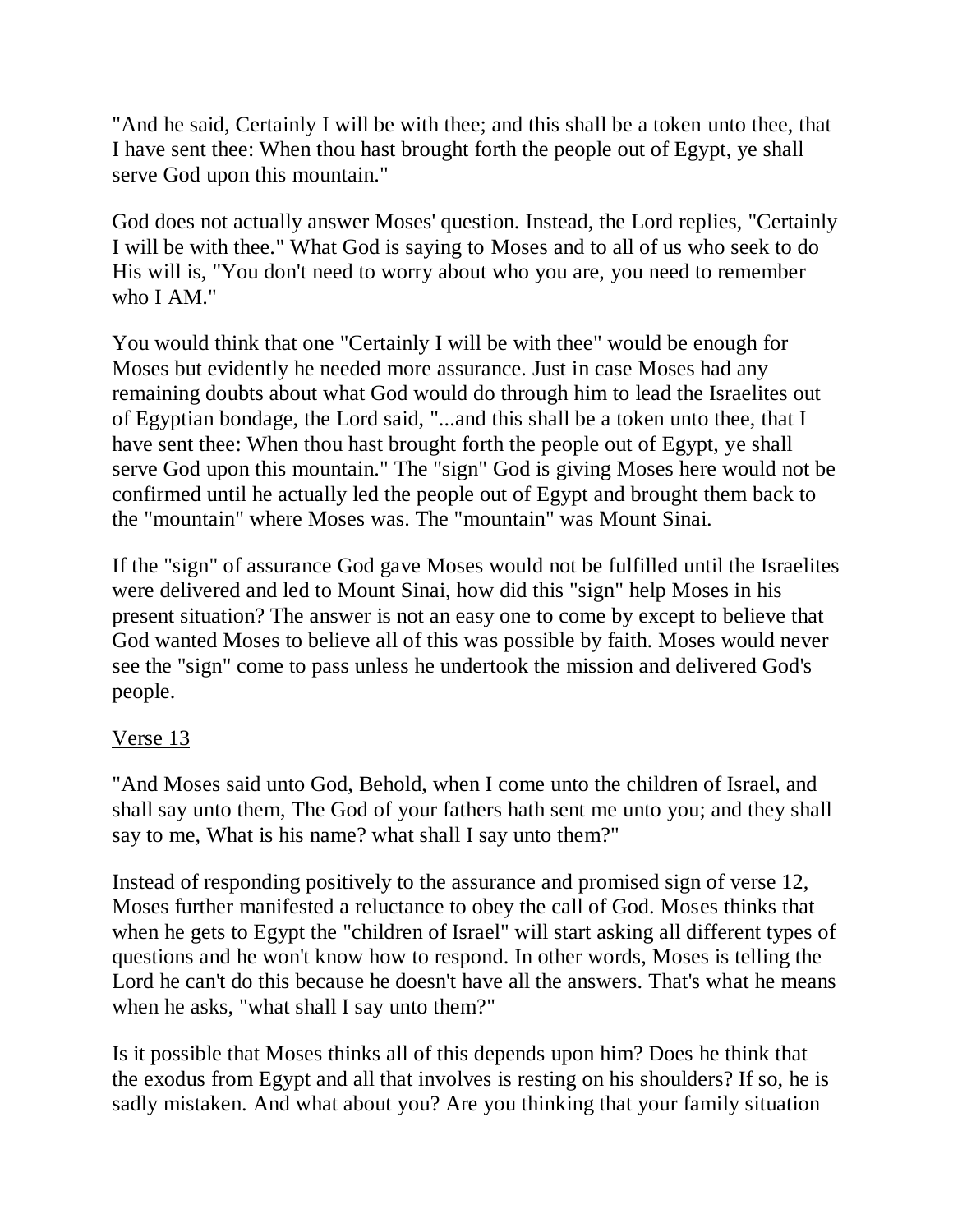"And he said, Certainly I will be with thee; and this shall be a token unto thee, that I have sent thee: When thou hast brought forth the people out of Egypt, ye shall serve God upon this mountain."

God does not actually answer Moses' question. Instead, the Lord replies, "Certainly I will be with thee." What God is saying to Moses and to all of us who seek to do His will is, "You don't need to worry about who you are, you need to remember who I AM."

You would think that one "Certainly I will be with thee" would be enough for Moses but evidently he needed more assurance. Just in case Moses had any remaining doubts about what God would do through him to lead the Israelites out of Egyptian bondage, the Lord said, "...and this shall be a token unto thee, that I have sent thee: When thou hast brought forth the people out of Egypt, ye shall serve God upon this mountain." The "sign" God is giving Moses here would not be confirmed until he actually led the people out of Egypt and brought them back to the "mountain" where Moses was. The "mountain" was Mount Sinai.

If the "sign" of assurance God gave Moses would not be fulfilled until the Israelites were delivered and led to Mount Sinai, how did this "sign" help Moses in his present situation? The answer is not an easy one to come by except to believe that God wanted Moses to believe all of this was possible by faith. Moses would never see the "sign" come to pass unless he undertook the mission and delivered God's people.

<u>Verse 13</u>

"And Moses said unto God, Behold, when I come unto the children of Israel, and shall say unto them, The God of your fathers hath sent me unto you; and they shall say to me, What is his name? what shall I say unto them?"

Instead of responding positively to the assurance and promised sign of verse 12, Moses further manifested a reluctance to obey the call of God. Moses thinks that when he gets to Egypt the "children of Israel" will start asking all different types of questions and he won't know how to respond. In other words, Moses is telling the Lord he can't do this because he doesn't have all the answers. That's what he means when he asks, "what shall I say unto them?"

Is it possible that Moses thinks all of this depends upon him? Does he think that the exodus from Egypt and all that involves is resting on his shoulders? If so, he is sadly mistaken. And what about you? Are you thinking that your family situation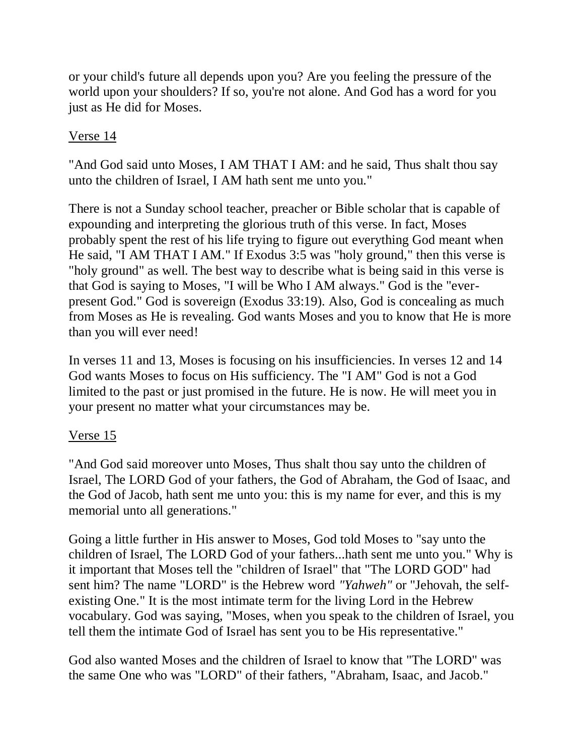or your child's future all depends upon you? Are you feeling the pressure of the world upon your shoulders? If so, you're not alone. And God has a word for you just as He did for Moses.

Verse 14

"And God said unto Moses, I AM THAT I AM: and he said, Thus shalt thou say unto the children of Israel, I AM hath sent me unto you."

There is not a Sunday school teacher, preacher or Bible scholar that is capable of expounding and interpreting the glorious truth of this verse. In fact, Moses probably spent the rest of his life trying to figure out everything God meant when He said, "I AM THAT I AM." If Exodus 3:5 was "holy ground," then this verse is "holy ground" as well. The best way to describe what is being said in this verse is that God is saying to Moses, "I will be Who I AM always." God is the "ever-present God." God is sovereign (Exodus 33:19). Also, God is concealing as much from Moses as He is revealing. God wants Moses and you to know that He is more than you will ever need!

In verses 11 and 13, Moses is focusing on his insufficiencies. In verses 12 and 14 God wants Moses to focus on His sufficiency. The "I AM" God is not a God limited to the past or just promised in the future. He is now. He will meet you in your present no matter what your circumstances may be.

Verse 15

"And God said moreover unto Moses, Thus shalt thou say unto the children of Israel, The LORD God of your fathers, the God of Abraham, the God of Isaac, and the God of Jacob, hath sent me unto you: this is my name for ever, and this is my memorial unto all generations."

Going a little further in His answer to Moses, God told Moses to "say unto the children of Israel, The LORD God of your fathers...hath sent me unto you." Why is it important that Moses tell the "children of Israel" that "The LORD GOD" had sent him? The name "LORD" is the Hebrew word *"Yahweh"* or "Jehovah, the self-existing One." It is the most intimate term for the living Lord in the Hebrew vocabulary. God was saying, "Moses, when you speak to the children of Israel, you tell them the intimate God of Israel has sent you to be His representative."

God also wanted Moses and the children of Israel to know that "The LORD" was the same One who was "LORD" of their fathers, "Abraham, Isaac, and Jacob."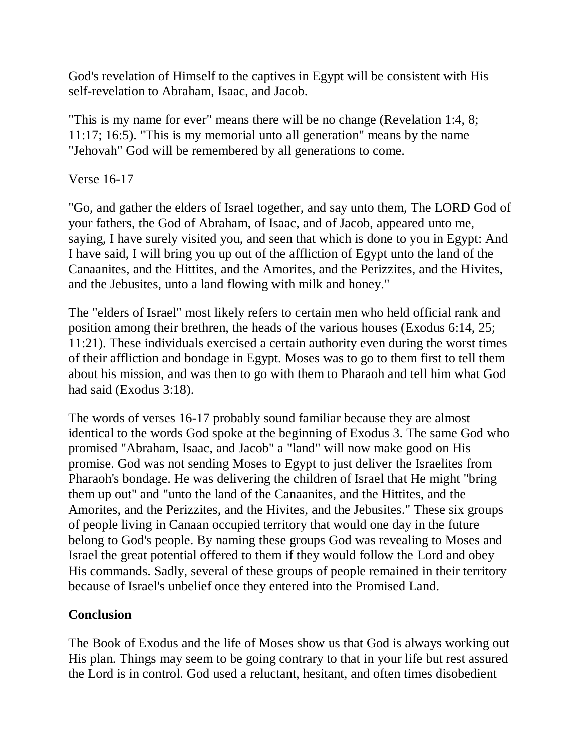God's revelation of Himself to the captives in Egypt will be consistent with His self-revelation to Abraham, Isaac, and Jacob.

"This is my name for ever" means there will be no change (Revelation 1:4, 8; 11:17; 16:5). "This is my memorial unto all generation" means by the name "Jehovah" God will be remembered by all generations to come.

<u>Verse 16-17</u>

"Go, and gather the elders of Israel together, and say unto them, The LORD God of your fathers, the God of Abraham, of Isaac, and of Jacob, appeared unto me, saying, I have surely visited you, and seen that which is done to you in Egypt: And I have said, I will bring you up out of the affliction of Egypt unto the land of the Canaanites, and the Hittites, and the Amorites, and the Perizzites, and the Hivites, and the Jebusites, unto a land flowing with milk and honey."

The "elders of Israel" most likely refers to certain men who held official rank and position among their brethren, the heads of the various houses (Exodus 6:14, 25; 11:21). These individuals exercised a certain authority even during the worst times of their affliction and bondage in Egypt. Moses was to go to them first to tell them about his mission, and was then to go with them to Pharaoh and tell him what God had said (Exodus 3:18).

The words of verses 16-17 probably sound familiar because they are almost identical to the words God spoke at the beginning of Exodus 3. The same God who promised "Abraham, Isaac, and Jacob" a "land" will now make good on His promise. God was not sending Moses to Egypt to just deliver the Israelites from Pharaoh's bondage. He was delivering the children of Israel that He might "bring them up out" and "unto the land of the Canaanites, and the Hittites, and the Amorites, and the Perizzites, and the Hivites, and the Jebusites." These six groups of people living in Canaan occupied territory that would one day in the future belong to God's people. By naming these groups God was revealing to Moses and Israel the great potential offered to them if they would follow the Lord and obey His commands. Sadly, several of these groups of people remained in their territory because of Israel's unbelief once they entered into the Promised Land.

**Conclusion**

The Book of Exodus and the life of Moses show us that God is always working out His plan. Things may seem to be going contrary to that in your life but rest assured the Lord is in control. God used a reluctant, hesitant, and often times disobedient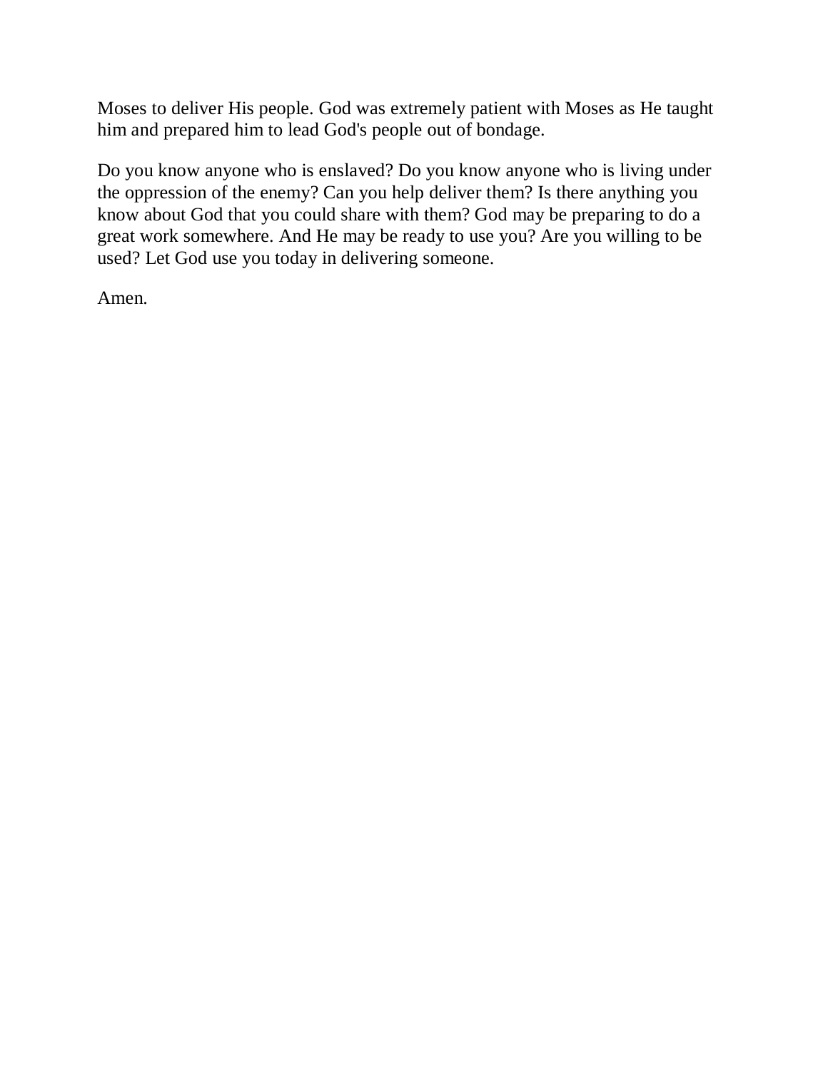Moses to deliver His people. God was extremely patient with Moses as He taught him and prepared him to lead God's people out of bondage.

Do you know anyone who is enslaved? Do you know anyone who is living under the oppression of the enemy? Can you help deliver them? Is there anything you know about God that you could share with them? God may be preparing to do a great work somewhere. And He may be ready to use you? Are you willing to be used? Let God use you today in delivering someone.

Amen.